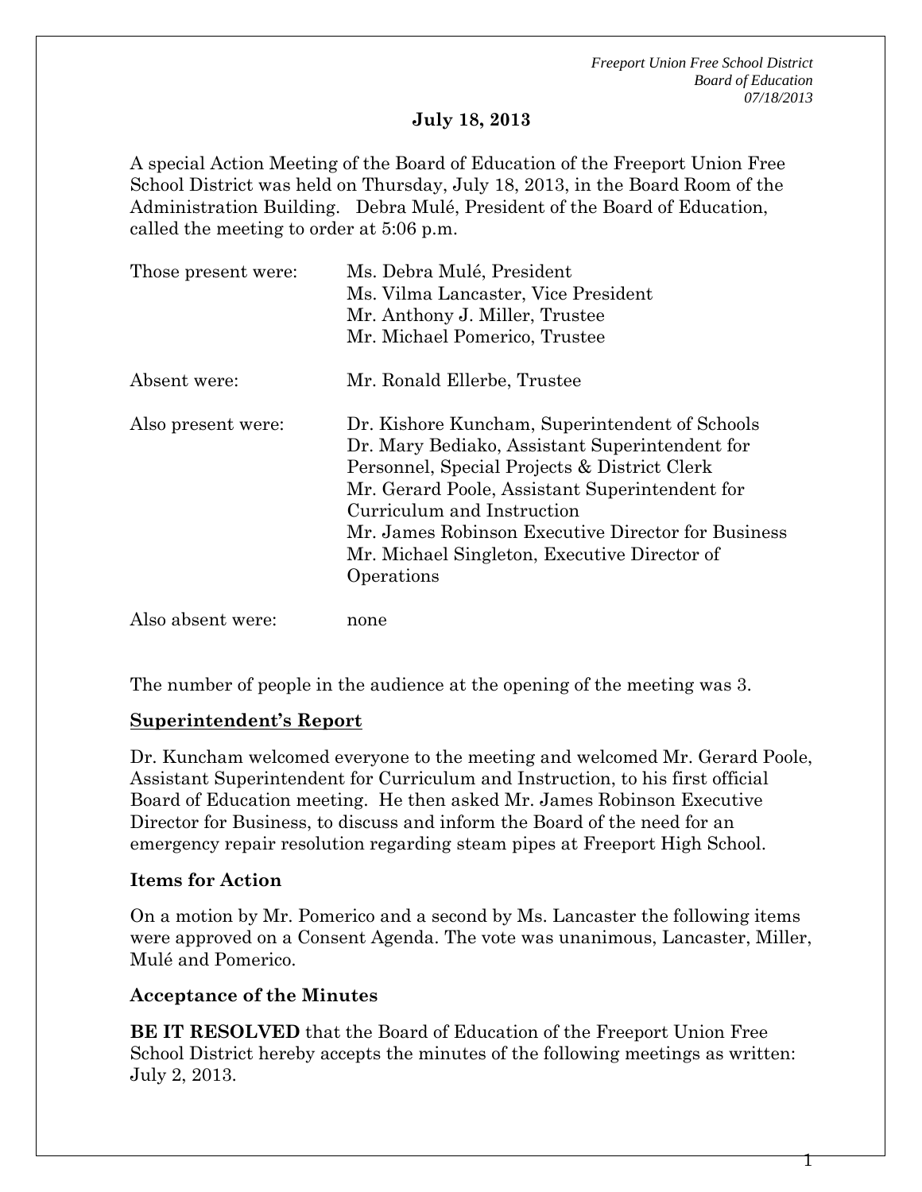**July 18, 2013**

A special Action Meeting of the Board of Education of the Freeport Union Free School District was held on Thursday, July 18, 2013, in the Board Room of the Administration Building. Debra Mulé, President of the Board of Education, called the meeting to order at 5:06 p.m.

| | |
|---|---|
| Those present were: | Ms. Debra Mulé, President<br>Ms. Vilma Lancaster, Vice President<br>Mr. Anthony J. Miller, Trustee<br>Mr. Michael Pomerico, Trustee |
| Absent were: | Mr. Ronald Ellerbe, Trustee |
| Also present were: | Dr. Kishore Kuncham, Superintendent of Schools<br>Dr. Mary Bediako, Assistant Superintendent for Personnel, Special Projects & District Clerk<br>Mr. Gerard Poole, Assistant Superintendent for Curriculum and Instruction<br>Mr. James Robinson Executive Director for Business<br>Mr. Michael Singleton, Executive Director of Operations |
| Also absent were: | none |

The number of people in the audience at the opening of the meeting was 3.

## Superintendent's Report

Dr. Kuncham welcomed everyone to the meeting and welcomed Mr. Gerard Poole, Assistant Superintendent for Curriculum and Instruction, to his first official Board of Education meeting. He then asked Mr. James Robinson Executive Director for Business, to discuss and inform the Board of the need for an emergency repair resolution regarding steam pipes at Freeport High School.

### Items for Action

On a motion by Mr. Pomerico and a second by Ms. Lancaster the following items were approved on a Consent Agenda. The vote was unanimous, Lancaster, Miller, Mulé and Pomerico.

### Acceptance of the Minutes

**BE IT RESOLVED** that the Board of Education of the Freeport Union Free School District hereby accepts the minutes of the following meetings as written: July 2, 2013.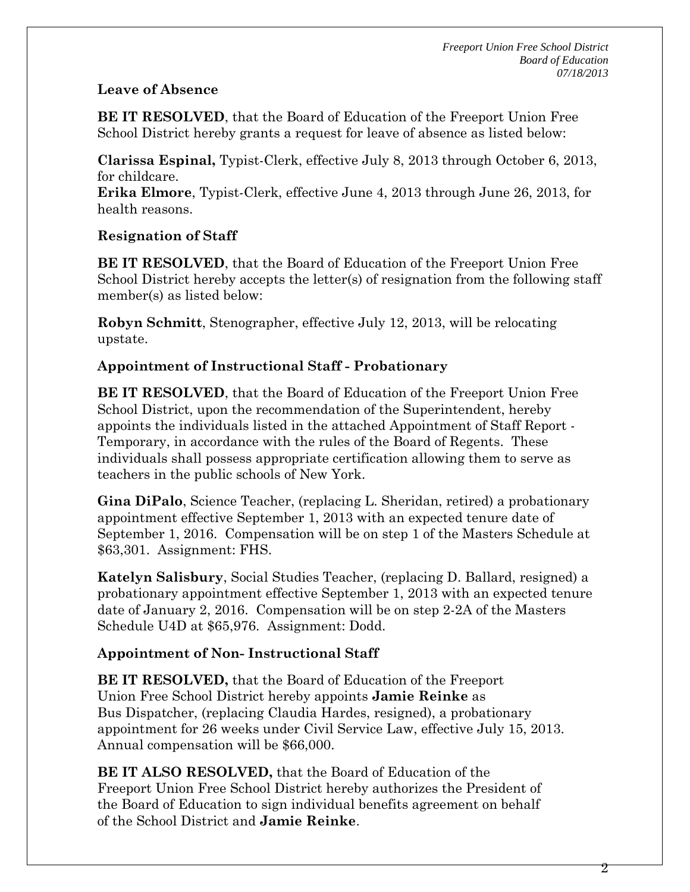### Leave of Absence

**BE IT RESOLVED**, that the Board of Education of the Freeport Union Free School District hereby grants a request for leave of absence as listed below:

**Clarissa Espinal,** Typist-Clerk, effective July 8, 2013 through October 6, 2013, for childcare.
**Erika Elmore**, Typist-Clerk, effective June 4, 2013 through June 26, 2013, for health reasons.

### Resignation of Staff

**BE IT RESOLVED**, that the Board of Education of the Freeport Union Free School District hereby accepts the letter(s) of resignation from the following staff member(s) as listed below:

**Robyn Schmitt**, Stenographer, effective July 12, 2013, will be relocating upstate.

### Appointment of Instructional Staff - Probationary

**BE IT RESOLVED**, that the Board of Education of the Freeport Union Free School District, upon the recommendation of the Superintendent, hereby appoints the individuals listed in the attached Appointment of Staff Report - Temporary, in accordance with the rules of the Board of Regents. These individuals shall possess appropriate certification allowing them to serve as teachers in the public schools of New York.

**Gina DiPalo**, Science Teacher, (replacing L. Sheridan, retired) a probationary appointment effective September 1, 2013 with an expected tenure date of September 1, 2016. Compensation will be on step 1 of the Masters Schedule at $63,301. Assignment: FHS.

**Katelyn Salisbury**, Social Studies Teacher, (replacing D. Ballard, resigned) a probationary appointment effective September 1, 2013 with an expected tenure date of January 2, 2016. Compensation will be on step 2-2A of the Masters Schedule U4D at $65,976. Assignment: Dodd.

### Appointment of Non- Instructional Staff

**BE IT RESOLVED,** that the Board of Education of the Freeport Union Free School District hereby appoints **Jamie Reinke** as Bus Dispatcher, (replacing Claudia Hardes, resigned), a probationary appointment for 26 weeks under Civil Service Law, effective July 15, 2013. Annual compensation will be $66,000.

**BE IT ALSO RESOLVED,** that the Board of Education of the Freeport Union Free School District hereby authorizes the President of the Board of Education to sign individual benefits agreement on behalf of the School District and **Jamie Reinke**.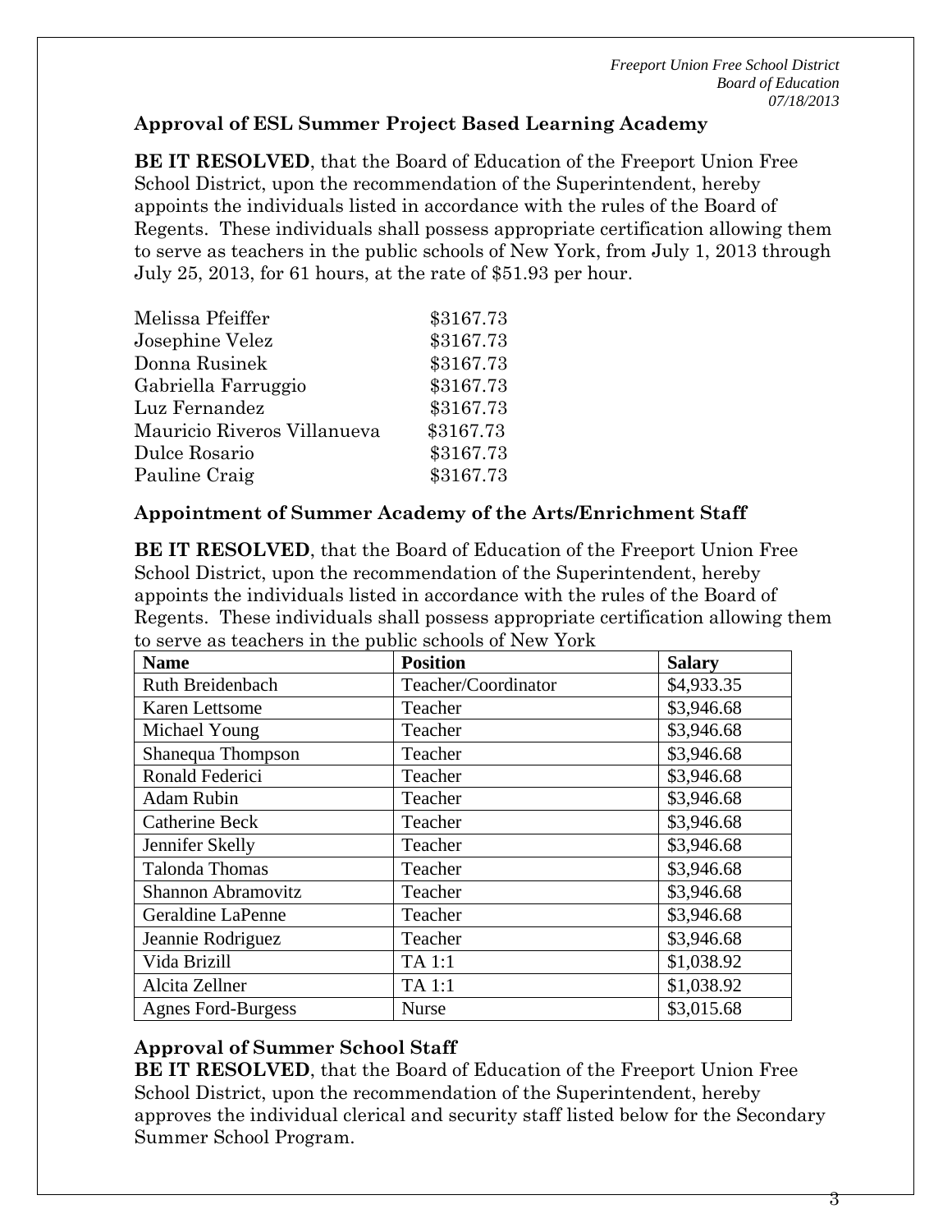### Approval of ESL Summer Project Based Learning Academy

**BE IT RESOLVED**, that the Board of Education of the Freeport Union Free School District, upon the recommendation of the Superintendent, hereby appoints the individuals listed in accordance with the rules of the Board of Regents. These individuals shall possess appropriate certification allowing them to serve as teachers in the public schools of New York, from July 1, 2013 through July 25, 2013, for 61 hours, at the rate of $51.93 per hour.

| | |
|---|---|
| Melissa Pfeiffer | $3167.73 |
| Josephine Velez | $3167.73 |
| Donna Rusinek | $3167.73 |
| Gabriella Farruggio | $3167.73 |
| Luz Fernandez | $3167.73 |
| Mauricio Riveros Villanueva | $3167.73 |
| Dulce Rosario | $3167.73 |
| Pauline Craig | $3167.73 |

### Appointment of Summer Academy of the Arts/Enrichment Staff

**BE IT RESOLVED**, that the Board of Education of the Freeport Union Free School District, upon the recommendation of the Superintendent, hereby appoints the individuals listed in accordance with the rules of the Board of Regents. These individuals shall possess appropriate certification allowing them to serve as teachers in the public schools of New York

| Name | Position | Salary |
|---|---|---|
| Ruth Breidenbach | Teacher/Coordinator | $4,933.35 |
| Karen Lettsome | Teacher | $3,946.68 |
| Michael Young | Teacher | $3,946.68 |
| Shanequa Thompson | Teacher | $3,946.68 |
| Ronald Federici | Teacher | $3,946.68 |
| Adam Rubin | Teacher | $3,946.68 |
| Catherine Beck | Teacher | $3,946.68 |
| Jennifer Skelly | Teacher | $3,946.68 |
| Talonda Thomas | Teacher | $3,946.68 |
| Shannon Abramovitz | Teacher | $3,946.68 |
| Geraldine LaPenne | Teacher | $3,946.68 |
| Jeannie Rodriguez | Teacher | $3,946.68 |
| Vida Brizill | TA 1:1 | $1,038.92 |
| Alcita Zellner | TA 1:1 | $1,038.92 |
| Agnes Ford-Burgess | Nurse | $3,015.68 |

### Approval of Summer School Staff

**BE IT RESOLVED**, that the Board of Education of the Freeport Union Free School District, upon the recommendation of the Superintendent, hereby approves the individual clerical and security staff listed below for the Secondary Summer School Program.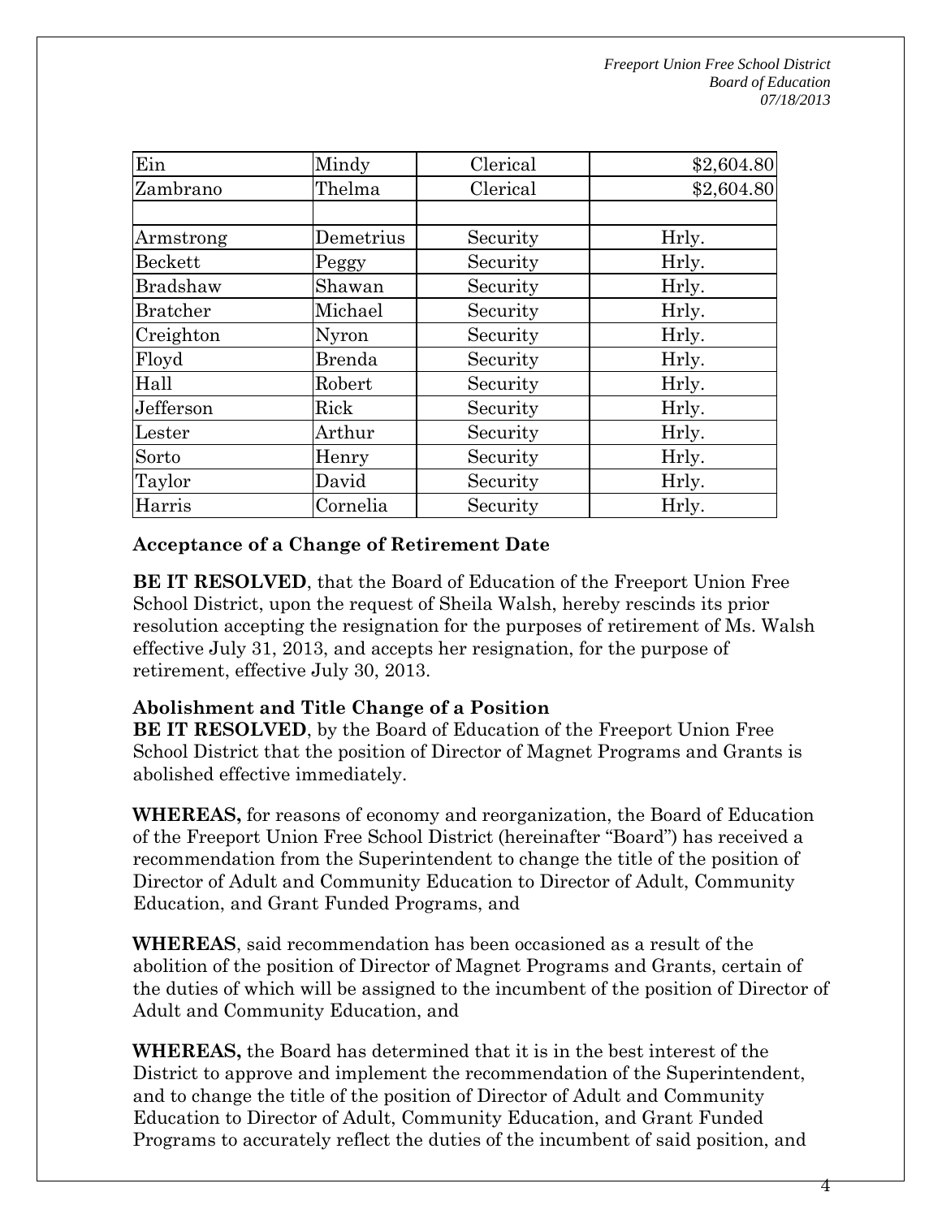| Ein | Mindy | Clerical | $2,604.80 |
|---|---|---|---|
| Zambrano | Thelma | Clerical | $2,604.80 |
| | | | |
| Armstrong | Demetrius | Security | Hrly. |
| Beckett | Peggy | Security | Hrly. |
| Bradshaw | Shawan | Security | Hrly. |
| Bratcher | Michael | Security | Hrly. |
| Creighton | Nyron | Security | Hrly. |
| Floyd | Brenda | Security | Hrly. |
| Hall | Robert | Security | Hrly. |
| Jefferson | Rick | Security | Hrly. |
| Lester | Arthur | Security | Hrly. |
| Sorto | Henry | Security | Hrly. |
| Taylor | David | Security | Hrly. |
| Harris | Cornelia | Security | Hrly. |

**Acceptance of a Change of Retirement Date**

**BE IT RESOLVED**, that the Board of Education of the Freeport Union Free School District, upon the request of Sheila Walsh, hereby rescinds its prior resolution accepting the resignation for the purposes of retirement of Ms. Walsh effective July 31, 2013, and accepts her resignation, for the purpose of retirement, effective July 30, 2013.

**Abolishment and Title Change of a Position**

**BE IT RESOLVED**, by the Board of Education of the Freeport Union Free School District that the position of Director of Magnet Programs and Grants is abolished effective immediately.

**WHEREAS,** for reasons of economy and reorganization, the Board of Education of the Freeport Union Free School District (hereinafter "Board") has received a recommendation from the Superintendent to change the title of the position of Director of Adult and Community Education to Director of Adult, Community Education, and Grant Funded Programs, and

**WHEREAS**, said recommendation has been occasioned as a result of the abolition of the position of Director of Magnet Programs and Grants, certain of the duties of which will be assigned to the incumbent of the position of Director of Adult and Community Education, and

**WHEREAS,** the Board has determined that it is in the best interest of the District to approve and implement the recommendation of the Superintendent, and to change the title of the position of Director of Adult and Community Education to Director of Adult, Community Education, and Grant Funded Programs to accurately reflect the duties of the incumbent of said position, and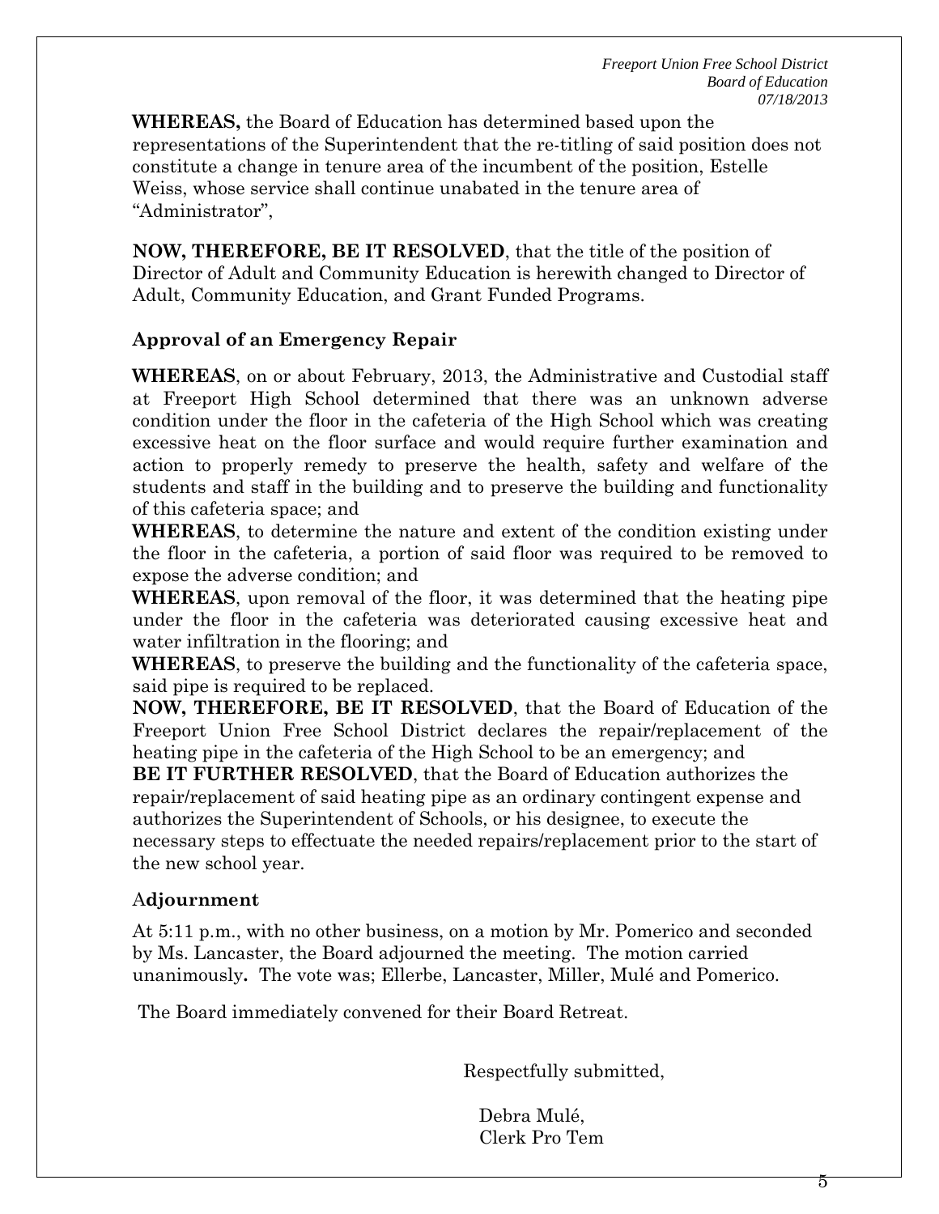**WHEREAS,** the Board of Education has determined based upon the representations of the Superintendent that the re-titling of said position does not constitute a change in tenure area of the incumbent of the position, Estelle Weiss, whose service shall continue unabated in the tenure area of "Administrator",

**NOW, THEREFORE, BE IT RESOLVED**, that the title of the position of Director of Adult and Community Education is herewith changed to Director of Adult, Community Education, and Grant Funded Programs.

### Approval of an Emergency Repair

**WHEREAS**, on or about February, 2013, the Administrative and Custodial staff at Freeport High School determined that there was an unknown adverse condition under the floor in the cafeteria of the High School which was creating excessive heat on the floor surface and would require further examination and action to properly remedy to preserve the health, safety and welfare of the students and staff in the building and to preserve the building and functionality of this cafeteria space; and

**WHEREAS**, to determine the nature and extent of the condition existing under the floor in the cafeteria, a portion of said floor was required to be removed to expose the adverse condition; and

**WHEREAS**, upon removal of the floor, it was determined that the heating pipe under the floor in the cafeteria was deteriorated causing excessive heat and water infiltration in the flooring; and

**WHEREAS**, to preserve the building and the functionality of the cafeteria space, said pipe is required to be replaced.

**NOW, THEREFORE, BE IT RESOLVED**, that the Board of Education of the Freeport Union Free School District declares the repair/replacement of the heating pipe in the cafeteria of the High School to be an emergency; and

**BE IT FURTHER RESOLVED**, that the Board of Education authorizes the repair/replacement of said heating pipe as an ordinary contingent expense and authorizes the Superintendent of Schools, or his designee, to execute the necessary steps to effectuate the needed repairs/replacement prior to the start of the new school year.

### Adjournment

At 5:11 p.m., with no other business, on a motion by Mr. Pomerico and seconded by Ms. Lancaster, the Board adjourned the meeting. The motion carried unanimously**.** The vote was; Ellerbe, Lancaster, Miller, Mulé and Pomerico.

The Board immediately convened for their Board Retreat.

Respectfully submitted,

Debra Mulé,
Clerk Pro Tem